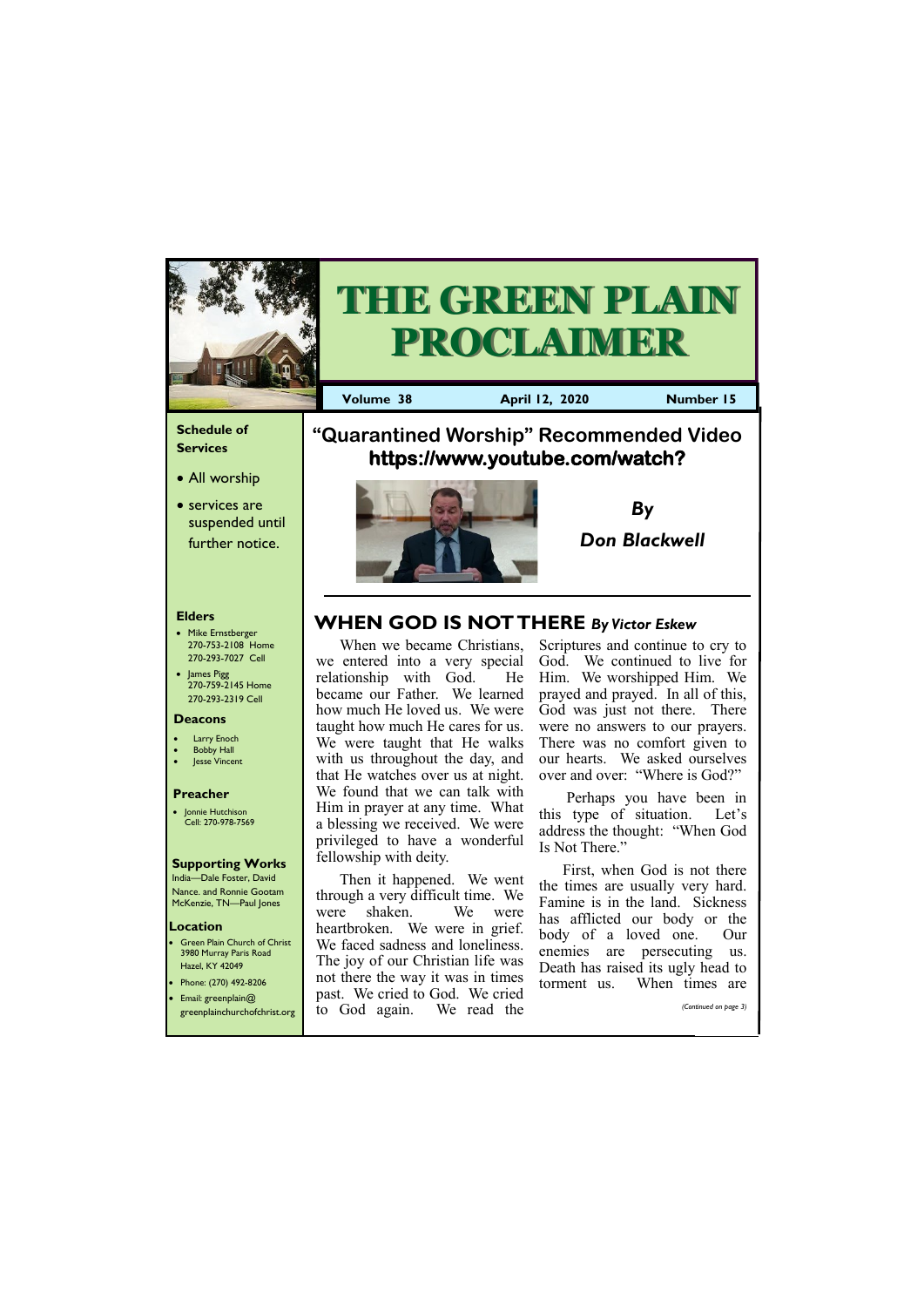# THE GREEN PLAIN PROCLAIMER

**Volume 38** **April 12, 2020** **Number 15**

**Schedule of Services**

- All worship
- services are suspended until further notice.

**Elders**

- Mike Ernstberger 270-753-2108 Home 270-293-7027 Cell
- James Pigg 270-759-2145 Home 270-293-2319 Cell

**Deacons**

- Larry Enoch
- Bobby Hall
- Jesse Vincent

**Preacher**

- Jonnie Hutchison Cell: 270-978-7569

**Supporting Works**

India—Dale Foster, David Nance. and Ronnie Gootam McKenzie, TN—Paul Jones

**Location**

- Green Plain Church of Christ 3980 Murray Paris Road Hazel, KY 42049
- Phone: (270) 492-8206
- Email: greenplain@greenplainchurchofchrist.org

## "Quarantined Worship" Recommended Video https://www.youtube.com/watch?

*By Don Blackwell*

## WHEN GOD IS NOT THERE *By Victor Eskew*

When we became Christians, we entered into a very special relationship with God. He became our Father. We learned how much He loved us. We were taught how much He cares for us. We were taught that He walks with us throughout the day, and that He watches over us at night. We found that we can talk with Him in prayer at any time. What a blessing we received. We were privileged to have a wonderful fellowship with deity.

Then it happened. We went through a very difficult time. We were shaken. We were heartbroken. We were in grief. We faced sadness and loneliness. The joy of our Christian life was not there the way it was in times past. We cried to God. We cried to God again. We read the Scriptures and continue to cry to God. We continued to live for Him. We worshipped Him. We prayed and prayed. In all of this, God was just not there. There were no answers to our prayers. There was no comfort given to our hearts. We asked ourselves over and over: "Where is God?"

Perhaps you have been in this type of situation. Let's address the thought: "When God Is Not There."

First, when God is not there the times are usually very hard. Famine is in the land. Sickness has afflicted our body or the body of a loved one. Our enemies are persecuting us. Death has raised its ugly head to torment us. When times are

*(Continued on page 3)*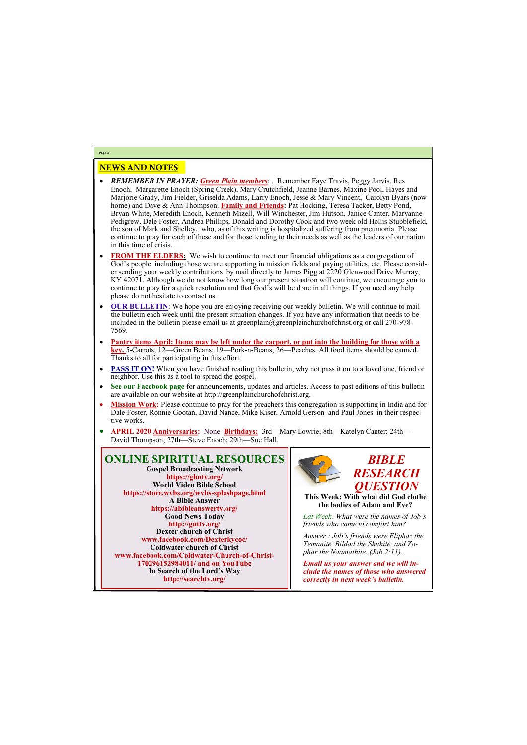## NEWS AND NOTES

- ***REMEMBER IN PRAYER:*** ***Green Plain members***: . Remember Faye Travis, Peggy Jarvis, Rex Enoch, Margarette Enoch (Spring Creek), Mary Crutchfield, Joanne Barnes, Maxine Pool, Hayes and Marjorie Grady, Jim Fielder, Griselda Adams, Larry Enoch, Jesse & Mary Vincent, Carolyn Byars (now home) and Dave & Ann Thompson. **Family and Friends:** Pat Hocking, Teresa Tacker, Betty Pond, Bryan White, Meredith Enoch, Kenneth Mizell, Will Winchester, Jim Hutson, Janice Canter, Maryanne Pedigrew, Dale Foster, Andrea Phillips, Donald and Dorothy Cook and two week old Hollis Stubblefield, the son of Mark and Shelley, who, as of this writing is hospitalized suffering from pneumonia. Please continue to pray for each of these and for those tending to their needs as well as the leaders of our nation in this time of crisis.
- **FROM THE ELDERS:** We wish to continue to meet our financial obligations as a congregation of God's people including those we are supporting in mission fields and paying utilities, etc. Please consider sending your weekly contributions by mail directly to James Pigg at 2220 Glenwood Drive Murray, KY 42071. Although we do not know how long our present situation will continue, we encourage you to continue to pray for a quick resolution and that God's will be done in all things. If you need any help please do not hesitate to contact us.
- **OUR BULLETIN**: We hope you are enjoying receiving our weekly bulletin. We will continue to mail the bulletin each week until the present situation changes. If you have any information that needs to be included in the bulletin please email us at greenplain@greenplainchurchofchrist.org or call 270-978-7569.
- **Pantry items April: Items may be left under the carport, or put into the building for those with a key.** 5-Carrots; 12—Green Beans; 19—Pork-n-Beans; 26—Peaches. All food items should be canned. Thanks to all for participating in this effort.
- **PASS IT ON!** When you have finished reading this bulletin, why not pass it on to a loved one, friend or neighbor. Use this as a tool to spread the gospel.
- **See our Facebook page** for announcements, updates and articles. Access to past editions of this bulletin are available on our website at http://greenplainchurchofchrist.org.
- **Mission Work:** Please continue to pray for the preachers this congregation is supporting in India and for Dale Foster, Ronnie Gootan, David Nance, Mike Kiser, Arnold Gerson and Paul Jones in their respective works.
- **APRIL 2020 Anniversaries:** None **Birthdays:** 3rd—Mary Lowrie; 8th—Katelyn Canter; 24th—David Thompson; 27th—Steve Enoch; 29th—Sue Hall.

## ONLINE SPIRITUAL RESOURCES

**Gospel Broadcasting Network**
**https://gbntv.org/**
**World Video Bible School**
**https://store.wvbs.org/wvbs-splashpage.html**
**A Bible Answer**
**https://abibleanswertv.org/**
**Good News Today**
**http://gnttv.org/**
**Dexter church of Christ**
**www.facebook.com/Dexterkycoc/**
**Coldwater church of Christ**
**www.facebook.com/Coldwater-Church-of-Christ-170296152984011/ and on YouTube**
**In Search of the Lord's Way**
**http://searchtv.org/**

## *BIBLE RESEARCH QUESTION*

**This Week: With what did God clothe the bodies of Adam and Eve?**

*Lat Week: What were the names of Job's friends who came to comfort him?*

*Answer : Job's friends were Eliphaz the Temanite, Bildad the Shuhite, and Zophar the Naamathite. (Job 2:11).*

***Email us your answer and we will include the names of those who answered correctly in next week's bulletin.***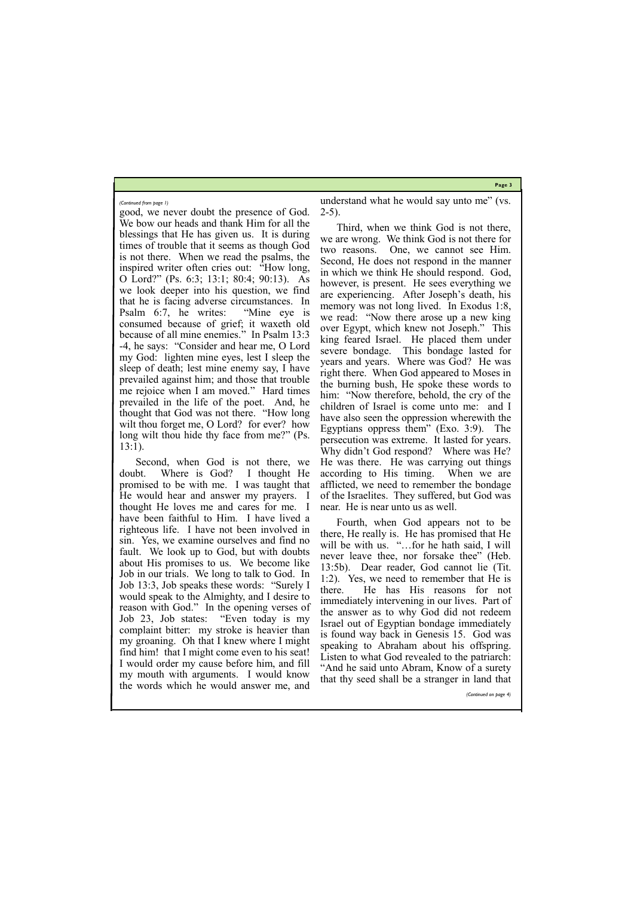*(Continued from page 1)*

good, we never doubt the presence of God. We bow our heads and thank Him for all the blessings that He has given us. It is during times of trouble that it seems as though God is not there. When we read the psalms, the inspired writer often cries out: "How long, O Lord?" (Ps. 6:3; 13:1; 80:4; 90:13). As we look deeper into his question, we find that he is facing adverse circumstances. In Psalm 6:7, he writes: "Mine eye is consumed because of grief; it waxeth old because of all mine enemies." In Psalm 13:3-4, he says: "Consider and hear me, O Lord my God: lighten mine eyes, lest I sleep the sleep of death; lest mine enemy say, I have prevailed against him; and those that trouble me rejoice when I am moved." Hard times prevailed in the life of the poet. And, he thought that God was not there. "How long wilt thou forget me, O Lord? for ever? how long wilt thou hide thy face from me?" (Ps. 13:1).

Second, when God is not there, we doubt. Where is God? I thought He promised to be with me. I was taught that He would hear and answer my prayers. I thought He loves me and cares for me. I have been faithful to Him. I have lived a righteous life. I have not been involved in sin. Yes, we examine ourselves and find no fault. We look up to God, but with doubts about His promises to us. We become like Job in our trials. We long to talk to God. In Job 13:3, Job speaks these words: "Surely I would speak to the Almighty, and I desire to reason with God." In the opening verses of Job 23, Job states: "Even today is my complaint bitter: my stroke is heavier than my groaning. Oh that I knew where I might find him! that I might come even to his seat! I would order my cause before him, and fill my mouth with arguments. I would know the words which he would answer me, and understand what he would say unto me" (vs. 2-5).

Third, when we think God is not there, we are wrong. We think God is not there for two reasons. One, we cannot see Him. Second, He does not respond in the manner in which we think He should respond. God, however, is present. He sees everything we are experiencing. After Joseph's death, his memory was not long lived. In Exodus 1:8, we read: "Now there arose up a new king over Egypt, which knew not Joseph." This king feared Israel. He placed them under severe bondage. This bondage lasted for years and years. Where was God? He was right there. When God appeared to Moses in the burning bush, He spoke these words to him: "Now therefore, behold, the cry of the children of Israel is come unto me: and I have also seen the oppression wherewith the Egyptians oppress them" (Exo. 3:9). The persecution was extreme. It lasted for years. Why didn't God respond? Where was He? He was there. He was carrying out things according to His timing. When we are afflicted, we need to remember the bondage of the Israelites. They suffered, but God was near. He is near unto us as well.

Fourth, when God appears not to be there, He really is. He has promised that He will be with us. "…for he hath said, I will never leave thee, nor forsake thee" (Heb. 13:5b). Dear reader, God cannot lie (Tit. 1:2). Yes, we need to remember that He is there. He has His reasons for not immediately intervening in our lives. Part of the answer as to why God did not redeem Israel out of Egyptian bondage immediately is found way back in Genesis 15. God was speaking to Abraham about his offspring. Listen to what God revealed to the patriarch: "And he said unto Abram, Know of a surety that thy seed shall be a stranger in land that

*(Continued on page 4)*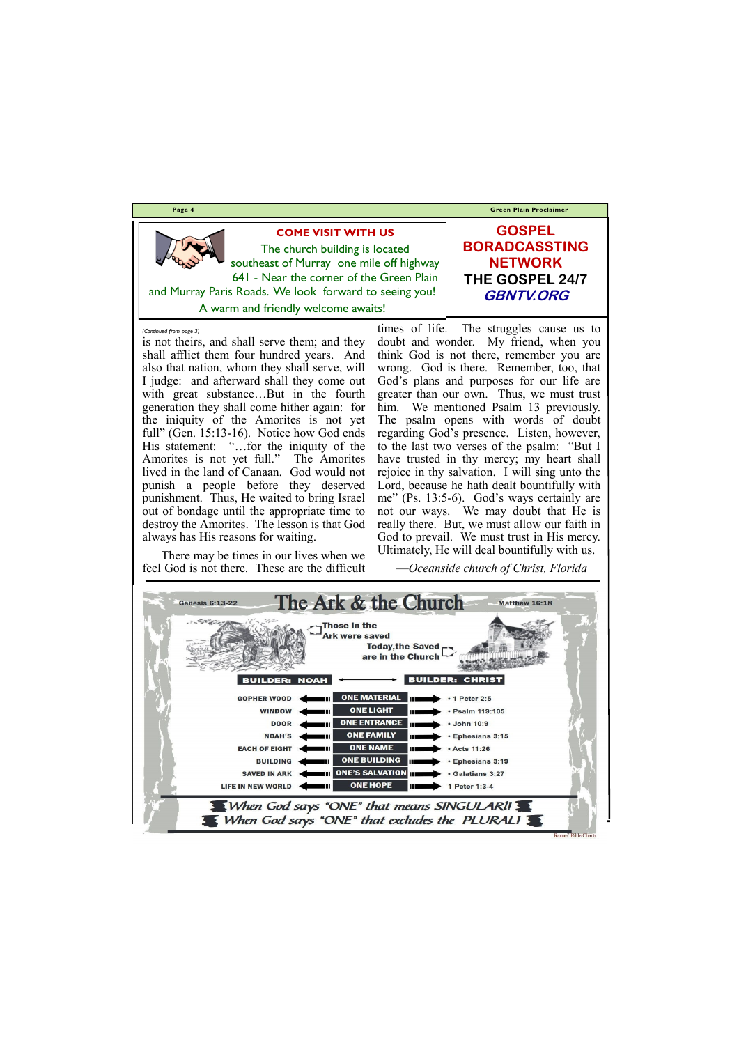## COME VISIT WITH US

The church building is located southeast of Murray one mile off highway 641 - Near the corner of the Green Plain and Murray Paris Roads. We look forward to seeing you! A warm and friendly welcome awaits!

## GOSPEL BORADCASSTING NETWORK

**THE GOSPEL 24/7**

***GBNTV.ORG***

*(Continued from page 3)*

is not theirs, and shall serve them; and they shall afflict them four hundred years. And also that nation, whom they shall serve, will I judge: and afterward shall they come out with great substance…But in the fourth generation they shall come hither again: for the iniquity of the Amorites is not yet full" (Gen. 15:13-16). Notice how God ends His statement: "…for the iniquity of the Amorites is not yet full." The Amorites lived in the land of Canaan. God would not punish a people before they deserved punishment. Thus, He waited to bring Israel out of bondage until the appropriate time to destroy the Amorites. The lesson is that God always has His reasons for waiting.

There may be times in our lives when we feel God is not there. These are the difficult times of life. The struggles cause us to doubt and wonder. My friend, when you think God is not there, remember you are wrong. God is there. Remember, too, that God's plans and purposes for our life are greater than our own. Thus, we must trust him. We mentioned Psalm 13 previously. The psalm opens with words of doubt regarding God's presence. Listen, however, to the last two verses of the psalm: "But I have trusted in thy mercy; my heart shall rejoice in thy salvation. I will sing unto the Lord, because he hath dealt bountifully with me" (Ps. 13:5-6). God's ways certainly are not our ways. We may doubt that He is really there. But, we must allow our faith in God to prevail. We must trust in His mercy. Ultimately, He will deal bountifully with us.

*—Oceanside church of Christ, Florida*

## The Ark & the Church

Genesis 6:13-22 — Matthew 16:18

Those in the Ark were saved

Today, the Saved are in the Church

| BUILDER: NOAH | | BUILDER: CHRIST |
|---|---|---|
| GOPHER WOOD | ONE MATERIAL | 1 Peter 2:5 |
| WINDOW | ONE LIGHT | Psalm 119:105 |
| DOOR | ONE ENTRANCE | John 10:9 |
| NOAH'S | ONE FAMILY | Ephesians 3:15 |
| EACH OF EIGHT | ONE NAME | Acts 11:26 |
| BUILDING | ONE BUILDING | Ephesians 3:19 |
| SAVED IN ARK | ONE'S SALVATION | Galatians 3:27 |
| LIFE IN NEW WORLD | ONE HOPE | 1 Peter 1:3-4 |

*When God says "ONE" that means SINGULAR!!*

*When God says "ONE" that excludes the PLURAL!*

Barnes' Bible Charts